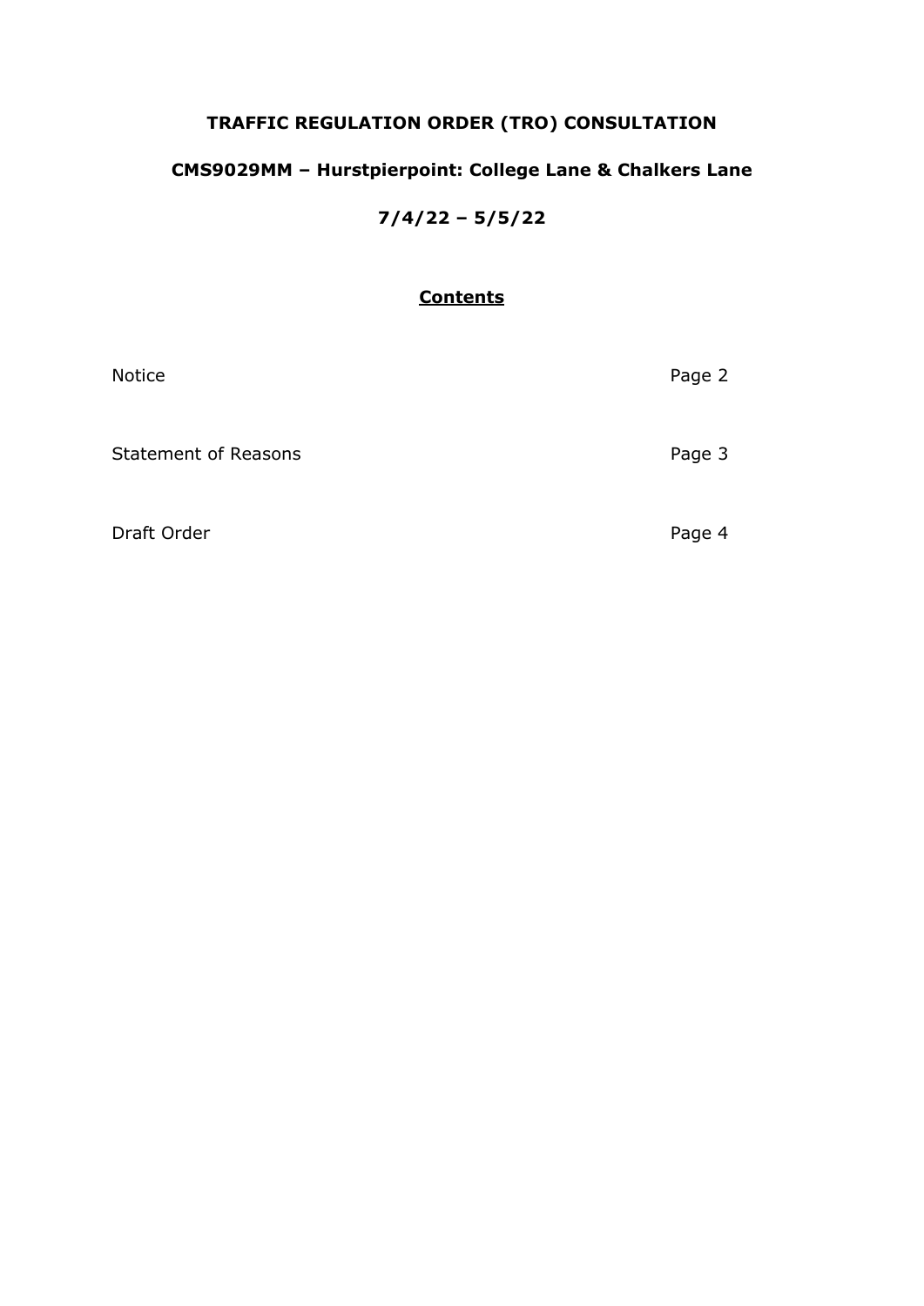# TRAFFIC REGULATION ORDER (TRO) CONSULTATION

## CMS9029MM – Hurstpierpoint: College Lane & Chalkers Lane

## 7/4/22 – 5/5/22

### Contents

| | |
|---|---|
| Notice | Page 2 |
| Statement of Reasons | Page 3 |
| Draft Order | Page 4 |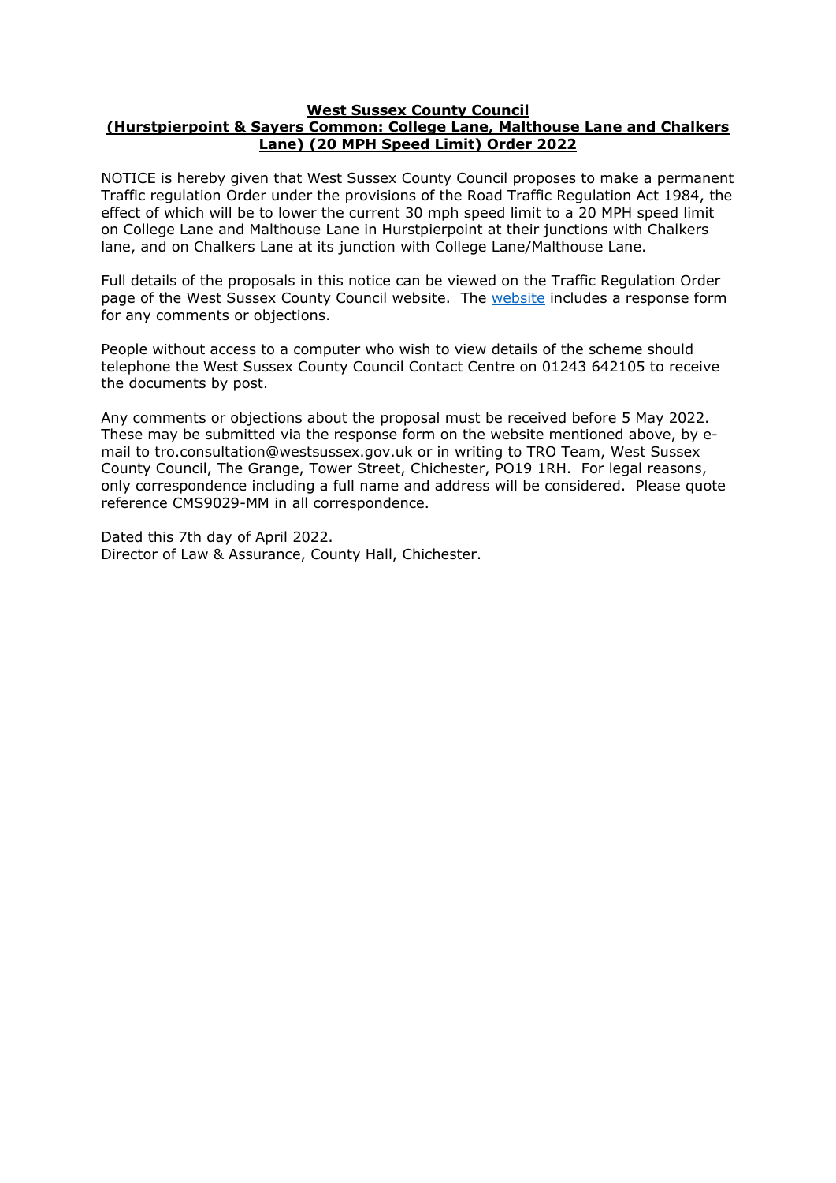**West Sussex County Council**
**(Hurstpierpoint & Sayers Common: College Lane, Malthouse Lane and Chalkers Lane) (20 MPH Speed Limit) Order 2022**

NOTICE is hereby given that West Sussex County Council proposes to make a permanent Traffic regulation Order under the provisions of the Road Traffic Regulation Act 1984, the effect of which will be to lower the current 30 mph speed limit to a 20 MPH speed limit on College Lane and Malthouse Lane in Hurstpierpoint at their junctions with Chalkers lane, and on Chalkers Lane at its junction with College Lane/Malthouse Lane.

Full details of the proposals in this notice can be viewed on the Traffic Regulation Order page of the West Sussex County Council website. The website includes a response form for any comments or objections.

People without access to a computer who wish to view details of the scheme should telephone the West Sussex County Council Contact Centre on 01243 642105 to receive the documents by post.

Any comments or objections about the proposal must be received before 5 May 2022. These may be submitted via the response form on the website mentioned above, by e-mail to tro.consultation@westsussex.gov.uk or in writing to TRO Team, West Sussex County Council, The Grange, Tower Street, Chichester, PO19 1RH. For legal reasons, only correspondence including a full name and address will be considered. Please quote reference CMS9029-MM in all correspondence.

Dated this 7th day of April 2022.
Director of Law & Assurance, County Hall, Chichester.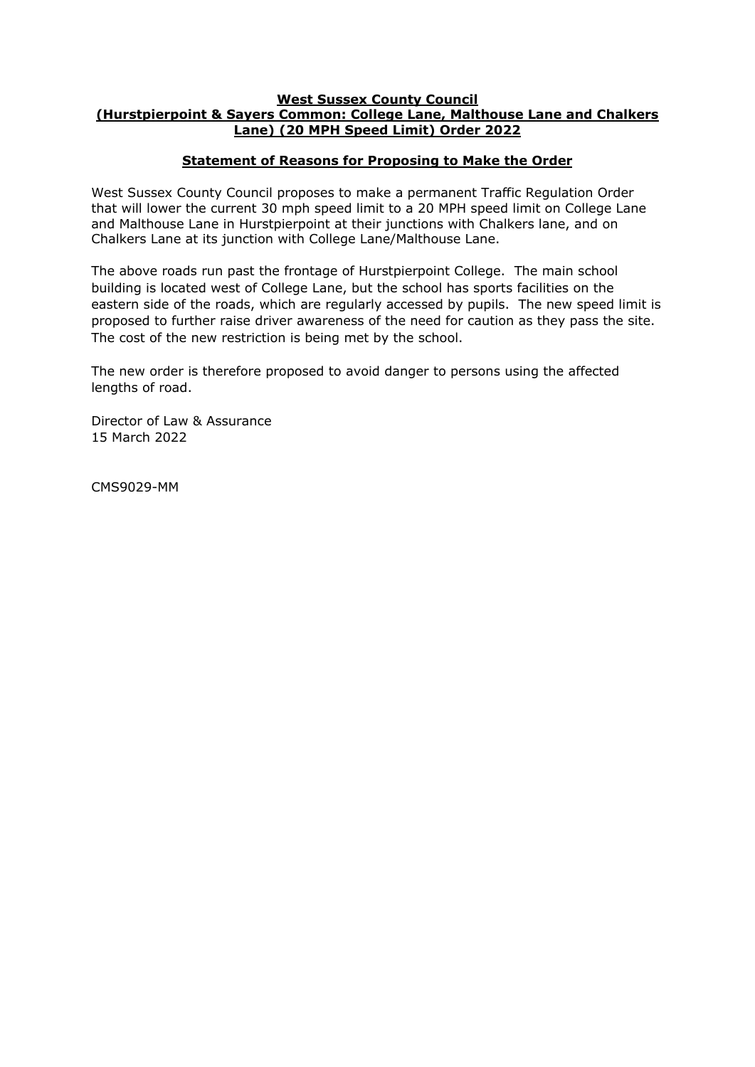**West Sussex County Council**
**(Hurstpierpoint & Sayers Common: College Lane, Malthouse Lane and Chalkers Lane) (20 MPH Speed Limit) Order 2022**

**Statement of Reasons for Proposing to Make the Order**

West Sussex County Council proposes to make a permanent Traffic Regulation Order that will lower the current 30 mph speed limit to a 20 MPH speed limit on College Lane and Malthouse Lane in Hurstpierpoint at their junctions with Chalkers lane, and on Chalkers Lane at its junction with College Lane/Malthouse Lane.

The above roads run past the frontage of Hurstpierpoint College. The main school building is located west of College Lane, but the school has sports facilities on the eastern side of the roads, which are regularly accessed by pupils. The new speed limit is proposed to further raise driver awareness of the need for caution as they pass the site. The cost of the new restriction is being met by the school.

The new order is therefore proposed to avoid danger to persons using the affected lengths of road.

Director of Law & Assurance
15 March 2022

CMS9029-MM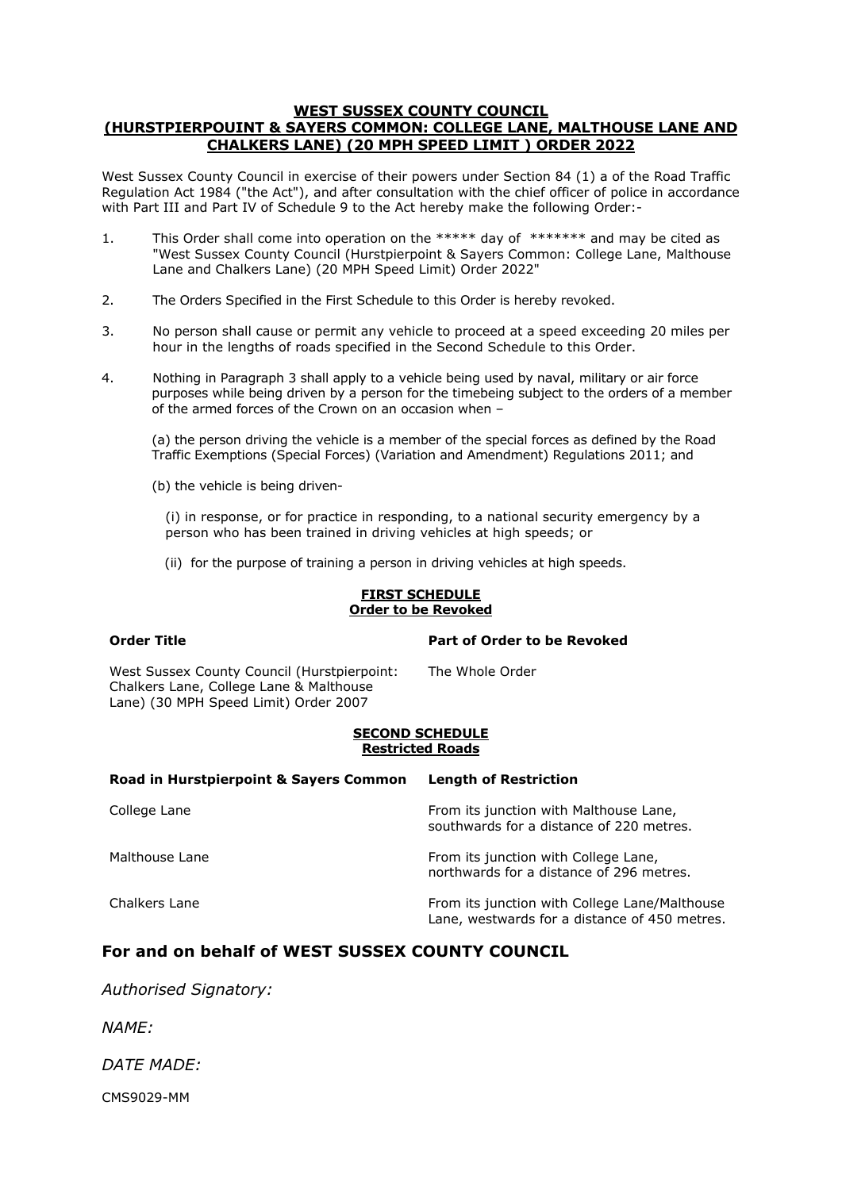**WEST SUSSEX COUNTY COUNCIL**
**(HURSTPIERPOUINT & SAYERS COMMON: COLLEGE LANE, MALTHOUSE LANE AND CHALKERS LANE) (20 MPH SPEED LIMIT ) ORDER 2022**

West Sussex County Council in exercise of their powers under Section 84 (1) a of the Road Traffic Regulation Act 1984 ("the Act"), and after consultation with the chief officer of police in accordance with Part III and Part IV of Schedule 9 to the Act hereby make the following Order:-

1. This Order shall come into operation on the ***** day of ******* and may be cited as "West Sussex County Council (Hurstpierpoint & Sayers Common: College Lane, Malthouse Lane and Chalkers Lane) (20 MPH Speed Limit) Order 2022"

2. The Orders Specified in the First Schedule to this Order is hereby revoked.

3. No person shall cause or permit any vehicle to proceed at a speed exceeding 20 miles per hour in the lengths of roads specified in the Second Schedule to this Order.

4. Nothing in Paragraph 3 shall apply to a vehicle being used by naval, military or air force purposes while being driven by a person for the timebeing subject to the orders of a member of the armed forces of the Crown on an occasion when –

   (a) the person driving the vehicle is a member of the special forces as defined by the Road Traffic Exemptions (Special Forces) (Variation and Amendment) Regulations 2011; and

   (b) the vehicle is being driven-

   (i) in response, or for practice in responding, to a national security emergency by a person who has been trained in driving vehicles at high speeds; or

   (ii) for the purpose of training a person in driving vehicles at high speeds.

**FIRST SCHEDULE**
**Order to be Revoked**

| **Order Title** | **Part of Order to be Revoked** |
|---|---|
| West Sussex County Council (Hurstpierpoint: Chalkers Lane, College Lane & Malthouse Lane) (30 MPH Speed Limit) Order 2007 | The Whole Order |

**SECOND SCHEDULE**
**Restricted Roads**

| **Road in Hurstpierpoint & Sayers Common** | **Length of Restriction** |
|---|---|
| College Lane | From its junction with Malthouse Lane, southwards for a distance of 220 metres. |
| Malthouse Lane | From its junction with College Lane, northwards for a distance of 296 metres. |
| Chalkers Lane | From its junction with College Lane/Malthouse Lane, westwards for a distance of 450 metres. |

## For and on behalf of WEST SUSSEX COUNTY COUNCIL

*Authorised Signatory:*

*NAME:*

*DATE MADE:*

CMS9029-MM